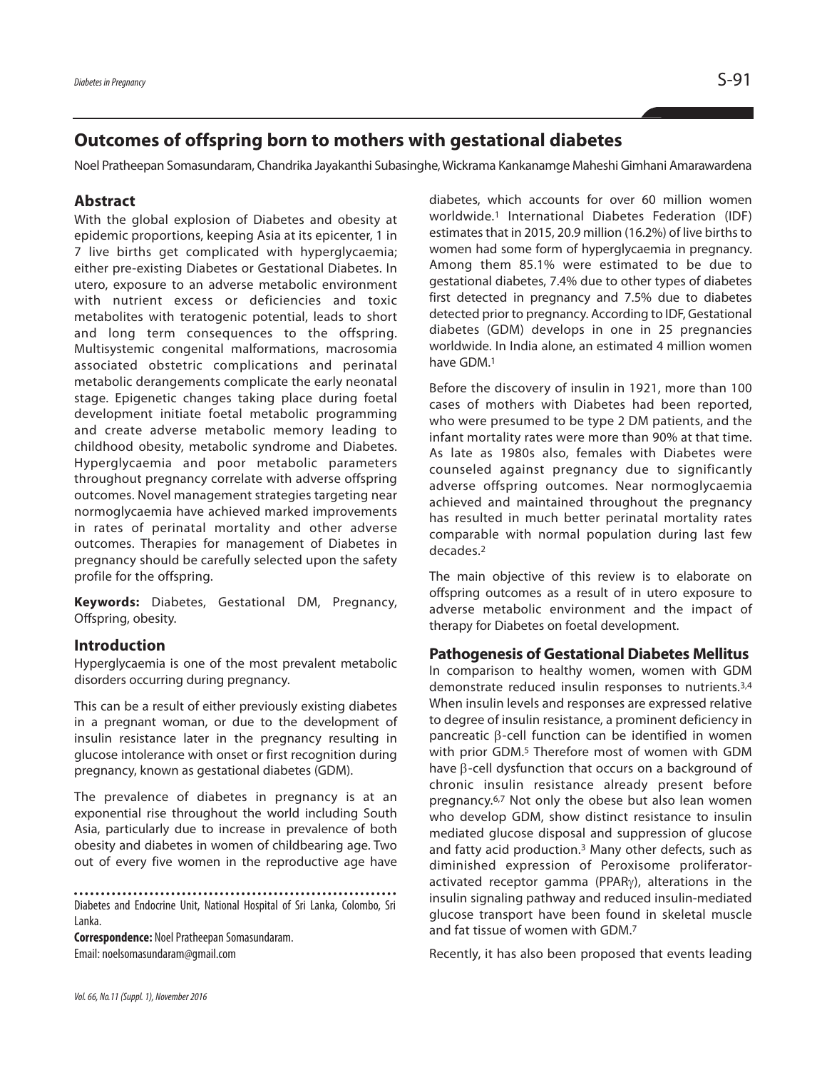# Outcomes of offspring born to mothers with gestational diabetes

Noel Pratheepan Somasundaram, Chandrika Jayakanthi Subasinghe, Wickrama Kankanamge Maheshi Gimhani Amarawardena

## Abstract

With the global explosion of Diabetes and obesity at epidemic proportions, keeping Asia at its epicenter, 1 in 7 live births get complicated with hyperglycaemia; either pre-existing Diabetes or Gestational Diabetes. In utero, exposure to an adverse metabolic environment with nutrient excess or deficiencies and toxic metabolites with teratogenic potential, leads to short and long term consequences to the offspring. Multisystemic congenital malformations, macrosomia associated obstetric complications and perinatal metabolic derangements complicate the early neonatal stage. Epigenetic changes taking place during foetal development initiate foetal metabolic programming and create adverse metabolic memory leading to childhood obesity, metabolic syndrome and Diabetes. Hyperglycaemia and poor metabolic parameters throughout pregnancy correlate with adverse offspring outcomes. Novel management strategies targeting near normoglycaemia have achieved marked improvements in rates of perinatal mortality and other adverse outcomes. Therapies for management of Diabetes in pregnancy should be carefully selected upon the safety profile for the offspring.

**Keywords:** Diabetes, Gestational DM, Pregnancy, Offspring, obesity.

## Introduction

Hyperglycaemia is one of the most prevalent metabolic disorders occurring during pregnancy.

This can be a result of either previously existing diabetes in a pregnant woman, or due to the development of insulin resistance later in the pregnancy resulting in glucose intolerance with onset or first recognition during pregnancy, known as gestational diabetes (GDM).

The prevalence of diabetes in pregnancy is at an exponential rise throughout the world including South Asia, particularly due to increase in prevalence of both obesity and diabetes in women of childbearing age. Two out of every five women in the reproductive age have diabetes, which accounts for over 60 million women worldwide.[1] International Diabetes Federation (IDF) estimates that in 2015, 20.9 million (16.2%) of live births to women had some form of hyperglycaemia in pregnancy. Among them 85.1% were estimated to be due to gestational diabetes, 7.4% due to other types of diabetes first detected in pregnancy and 7.5% due to diabetes detected prior to pregnancy. According to IDF, Gestational diabetes (GDM) develops in one in 25 pregnancies worldwide. In India alone, an estimated 4 million women have GDM.[1]

Before the discovery of insulin in 1921, more than 100 cases of mothers with Diabetes had been reported, who were presumed to be type 2 DM patients, and the infant mortality rates were more than 90% at that time. As late as 1980s also, females with Diabetes were counseled against pregnancy due to significantly adverse offspring outcomes. Near normoglycaemia achieved and maintained throughout the pregnancy has resulted in much better perinatal mortality rates comparable with normal population during last few decades.[2]

The main objective of this review is to elaborate on offspring outcomes as a result of in utero exposure to adverse metabolic environment and the impact of therapy for Diabetes on foetal development.

### Pathogenesis of Gestational Diabetes Mellitus

In comparison to healthy women, women with GDM demonstrate reduced insulin responses to nutrients.[3,4] When insulin levels and responses are expressed relative to degree of insulin resistance, a prominent deficiency in pancreatic $\beta$-cell function can be identified in women with prior GDM.[5] Therefore most of women with GDM have $\beta$-cell dysfunction that occurs on a background of chronic insulin resistance already present before pregnancy.[6,7] Not only the obese but also lean women who develop GDM, show distinct resistance to insulin mediated glucose disposal and suppression of glucose and fatty acid production.[3] Many other defects, such as diminished expression of Peroxisome proliferator-activated receptor gamma (PPAR$\gamma$), alterations in the insulin signaling pathway and reduced insulin-mediated glucose transport have been found in skeletal muscle and fat tissue of women with GDM.[7]

Recently, it has also been proposed that events leading

Diabetes and Endocrine Unit, National Hospital of Sri Lanka, Colombo, Sri Lanka.

**Correspondence:** Noel Pratheepan Somasundaram.
Email: noelsomasundaram@gmail.com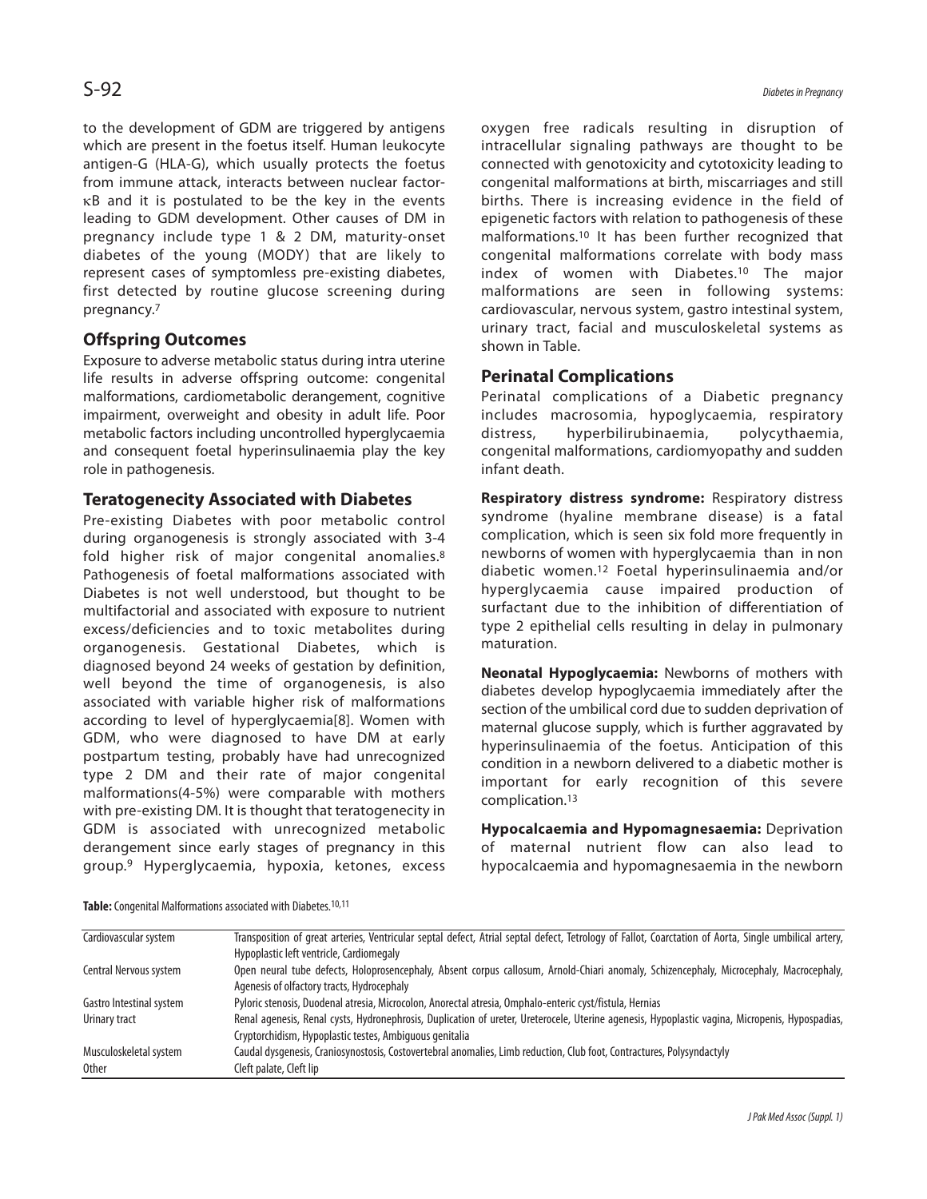to the development of GDM are triggered by antigens which are present in the foetus itself. Human leukocyte antigen-G (HLA-G), which usually protects the foetus from immune attack, interacts between nuclear factor-κB and it is postulated to be the key in the events leading to GDM development. Other causes of DM in pregnancy include type 1 & 2 DM, maturity-onset diabetes of the young (MODY) that are likely to represent cases of symptomless pre-existing diabetes, first detected by routine glucose screening during pregnancy.[7]

## Offspring Outcomes

Exposure to adverse metabolic status during intra uterine life results in adverse offspring outcome: congenital malformations, cardiometabolic derangement, cognitive impairment, overweight and obesity in adult life. Poor metabolic factors including uncontrolled hyperglycaemia and consequent foetal hyperinsulinaemia play the key role in pathogenesis.

## Teratogenecity Associated with Diabetes

Pre-existing Diabetes with poor metabolic control during organogenesis is strongly associated with 3-4 fold higher risk of major congenital anomalies.[8] Pathogenesis of foetal malformations associated with Diabetes is not well understood, but thought to be multifactorial and associated with exposure to nutrient excess/deficiencies and to toxic metabolites during organogenesis. Gestational Diabetes, which is diagnosed beyond 24 weeks of gestation by definition, well beyond the time of organogenesis, is also associated with variable higher risk of malformations according to level of hyperglycaemia[8]. Women with GDM, who were diagnosed to have DM at early postpartum testing, probably have had unrecognized type 2 DM and their rate of major congenital malformations(4-5%) were comparable with mothers with pre-existing DM. It is thought that teratogenecity in GDM is associated with unrecognized metabolic derangement since early stages of pregnancy in this group.[9] Hyperglycaemia, hypoxia, ketones, excess oxygen free radicals resulting in disruption of intracellular signaling pathways are thought to be connected with genotoxicity and cytotoxicity leading to congenital malformations at birth, miscarriages and still births. There is increasing evidence in the field of epigenetic factors with relation to pathogenesis of these malformations.[10] It has been further recognized that congenital malformations correlate with body mass index of women with Diabetes.[10] The major malformations are seen in following systems: cardiovascular, nervous system, gastro intestinal system, urinary tract, facial and musculoskeletal systems as shown in Table.

## Perinatal Complications

Perinatal complications of a Diabetic pregnancy includes macrosomia, hypoglycaemia, respiratory distress, hyperbilirubinaemia, polycythaemia, congenital malformations, cardiomyopathy and sudden infant death.

**Respiratory distress syndrome:** Respiratory distress syndrome (hyaline membrane disease) is a fatal complication, which is seen six fold more frequently in newborns of women with hyperglycaemia than in non diabetic women.[12] Foetal hyperinsulinaemia and/or hyperglycaemia cause impaired production of surfactant due to the inhibition of differentiation of type 2 epithelial cells resulting in delay in pulmonary maturation.

**Neonatal Hypoglycaemia:** Newborns of mothers with diabetes develop hypoglycaemia immediately after the section of the umbilical cord due to sudden deprivation of maternal glucose supply, which is further aggravated by hyperinsulinaemia of the foetus. Anticipation of this condition in a newborn delivered to a diabetic mother is important for early recognition of this severe complication.[13]

**Hypocalcaemia and Hypomagnesaemia:** Deprivation of maternal nutrient flow can also lead to hypocalcaemia and hypomagnesaemia in the newborn

**Table:** Congenital Malformations associated with Diabetes.[10,11]

| | |
|---|---|
| Cardiovascular system | Transposition of great arteries, Ventricular septal defect, Atrial septal defect, Tetrology of Fallot, Coarctation of Aorta, Single umbilical artery, Hypoplastic left ventricle, Cardiomegaly |
| Central Nervous system | Open neural tube defects, Holoprosencephaly, Absent corpus callosum, Arnold-Chiari anomaly, Schizencephaly, Microcephaly, Macrocephaly, Agenesis of olfactory tracts, Hydrocephaly |
| Gastro Intestinal system | Pyloric stenosis, Duodenal atresia, Microcolon, Anorectal atresia, Omphalo-enteric cyst/fistula, Hernias |
| Urinary tract | Renal agenesis, Renal cysts, Hydronephrosis, Duplication of ureter, Ureterocele, Uterine agenesis, Hypoplastic vagina, Micropenis, Hypospadias, Cryptorchidism, Hypoplastic testes, Ambiguous genitalia |
| Musculoskeletal system | Caudal dysgenesis, Craniosynostosis, Costovertebral anomalies, Limb reduction, Club foot, Contractures, Polysyndactyly |
| Other | Cleft palate, Cleft lip |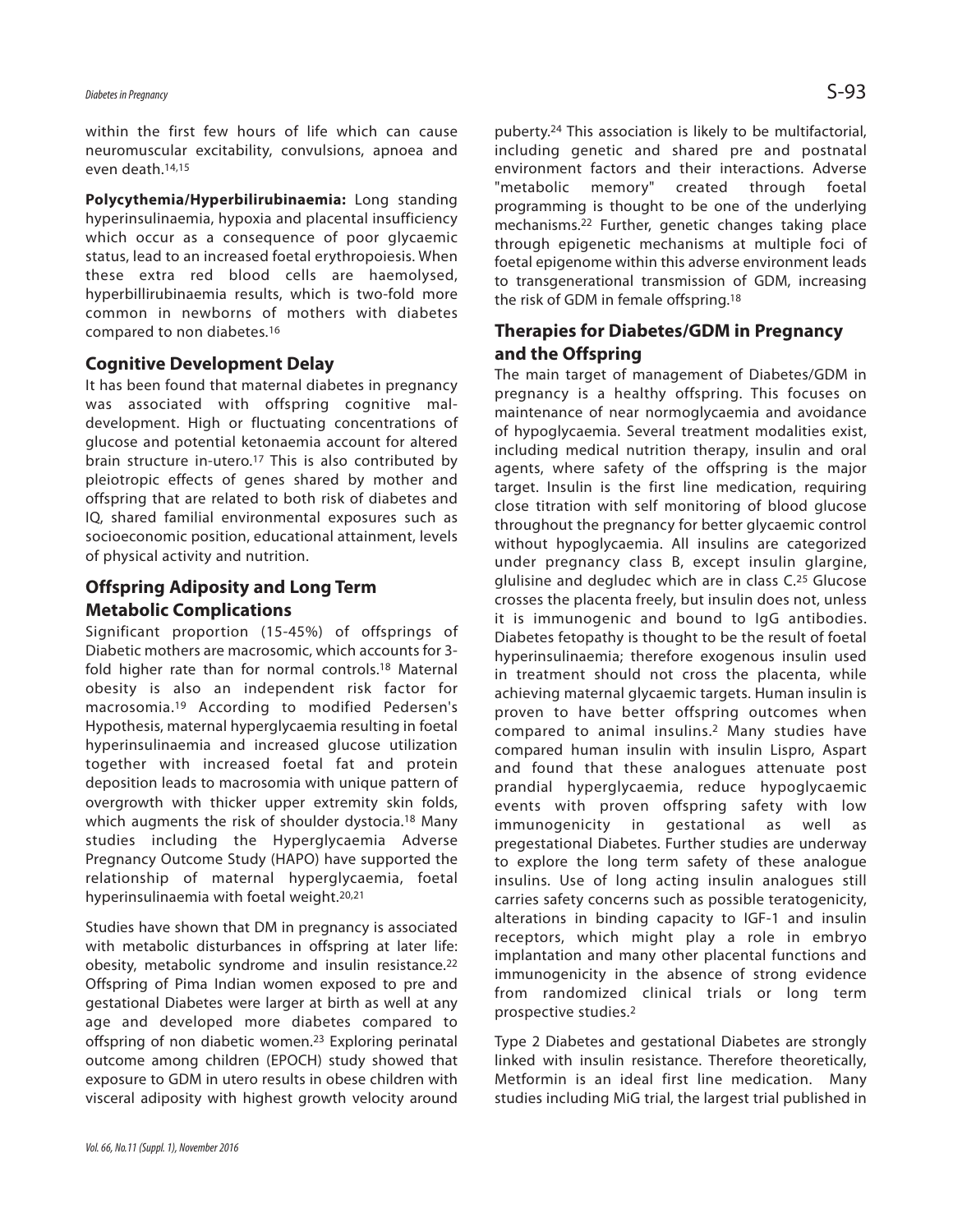within the first few hours of life which can cause neuromuscular excitability, convulsions, apnoea and even death.[14,15]

**Polycythemia/Hyperbilirubinaemia:** Long standing hyperinsulinaemia, hypoxia and placental insufficiency which occur as a consequence of poor glycaemic status, lead to an increased foetal erythropoiesis. When these extra red blood cells are haemolysed, hyperbillirubinaemia results, which is two-fold more common in newborns of mothers with diabetes compared to non diabetes.[16]

## Cognitive Development Delay

It has been found that maternal diabetes in pregnancy was associated with offspring cognitive mal-development. High or fluctuating concentrations of glucose and potential ketonaemia account for altered brain structure in-utero.[17] This is also contributed by pleiotropic effects of genes shared by mother and offspring that are related to both risk of diabetes and IQ, shared familial environmental exposures such as socioeconomic position, educational attainment, levels of physical activity and nutrition.

## Offspring Adiposity and Long Term Metabolic Complications

Significant proportion (15-45%) of offsprings of Diabetic mothers are macrosomic, which accounts for 3-fold higher rate than for normal controls.[18] Maternal obesity is also an independent risk factor for macrosomia.[19] According to modified Pedersen's Hypothesis, maternal hyperglycaemia resulting in foetal hyperinsulinaemia and increased glucose utilization together with increased foetal fat and protein deposition leads to macrosomia with unique pattern of overgrowth with thicker upper extremity skin folds, which augments the risk of shoulder dystocia.[18] Many studies including the Hyperglycaemia Adverse Pregnancy Outcome Study (HAPO) have supported the relationship of maternal hyperglycaemia, foetal hyperinsulinaemia with foetal weight.[20,21]

Studies have shown that DM in pregnancy is associated with metabolic disturbances in offspring at later life: obesity, metabolic syndrome and insulin resistance.[22] Offspring of Pima Indian women exposed to pre and gestational Diabetes were larger at birth as well at any age and developed more diabetes compared to offspring of non diabetic women.[23] Exploring perinatal outcome among children (EPOCH) study showed that exposure to GDM in utero results in obese children with visceral adiposity with highest growth velocity around puberty.[24] This association is likely to be multifactorial, including genetic and shared pre and postnatal environment factors and their interactions. Adverse "metabolic memory" created through foetal programming is thought to be one of the underlying mechanisms.[22] Further, genetic changes taking place through epigenetic mechanisms at multiple foci of foetal epigenome within this adverse environment leads to transgenerational transmission of GDM, increasing the risk of GDM in female offspring.[18]

## Therapies for Diabetes/GDM in Pregnancy and the Offspring

The main target of management of Diabetes/GDM in pregnancy is a healthy offspring. This focuses on maintenance of near normoglycaemia and avoidance of hypoglycaemia. Several treatment modalities exist, including medical nutrition therapy, insulin and oral agents, where safety of the offspring is the major target. Insulin is the first line medication, requiring close titration with self monitoring of blood glucose throughout the pregnancy for better glycaemic control without hypoglycaemia. All insulins are categorized under pregnancy class B, except insulin glargine, glulisine and degludec which are in class C.[25] Glucose crosses the placenta freely, but insulin does not, unless it is immunogenic and bound to IgG antibodies. Diabetes fetopathy is thought to be the result of foetal hyperinsulinaemia; therefore exogenous insulin used in treatment should not cross the placenta, while achieving maternal glycaemic targets. Human insulin is proven to have better offspring outcomes when compared to animal insulins.[2] Many studies have compared human insulin with insulin Lispro, Aspart and found that these analogues attenuate post prandial hyperglycaemia, reduce hypoglycaemic events with proven offspring safety with low immunogenicity in gestational as well as pregestational Diabetes. Further studies are underway to explore the long term safety of these analogue insulins. Use of long acting insulin analogues still carries safety concerns such as possible teratogenicity, alterations in binding capacity to IGF-1 and insulin receptors, which might play a role in embryo implantation and many other placental functions and immunogenicity in the absence of strong evidence from randomized clinical trials or long term prospective studies.[2]

Type 2 Diabetes and gestational Diabetes are strongly linked with insulin resistance. Therefore theoretically, Metformin is an ideal first line medication. Many studies including MiG trial, the largest trial published in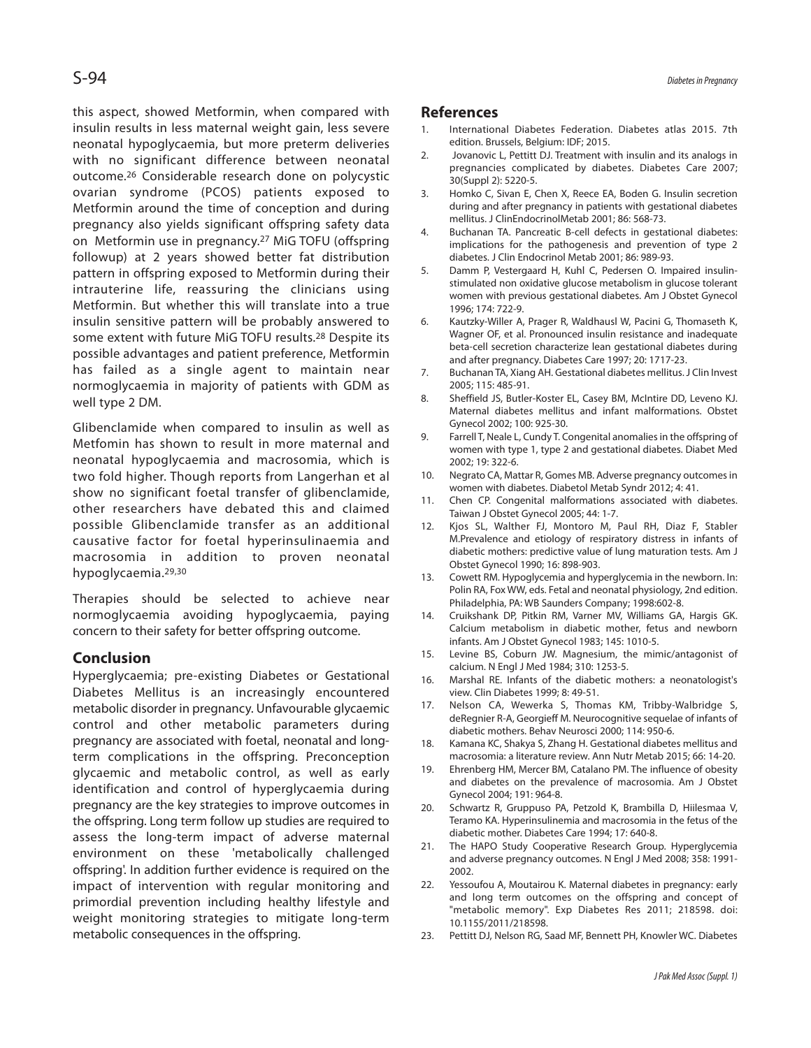this aspect, showed Metformin, when compared with insulin results in less maternal weight gain, less severe neonatal hypoglycaemia, but more preterm deliveries with no significant difference between neonatal outcome.[26] Considerable research done on polycystic ovarian syndrome (PCOS) patients exposed to Metformin around the time of conception and during pregnancy also yields significant offspring safety data on Metformin use in pregnancy.[27] MiG TOFU (offspring followup) at 2 years showed better fat distribution pattern in offspring exposed to Metformin during their intrauterine life, reassuring the clinicians using Metformin. But whether this will translate into a true insulin sensitive pattern will be probably answered to some extent with future MiG TOFU results.[28] Despite its possible advantages and patient preference, Metformin has failed as a single agent to maintain near normoglycaemia in majority of patients with GDM as well type 2 DM.

Glibenclamide when compared to insulin as well as Metfomin has shown to result in more maternal and neonatal hypoglycaemia and macrosomia, which is two fold higher. Though reports from Langerhan et al show no significant foetal transfer of glibenclamide, other researchers have debated this and claimed possible Glibenclamide transfer as an additional causative factor for foetal hyperinsulinaemia and macrosomia in addition to proven neonatal hypoglycaemia.[29,30]

Therapies should be selected to achieve near normoglycaemia avoiding hypoglycaemia, paying concern to their safety for better offspring outcome.

## Conclusion

Hyperglycaemia; pre-existing Diabetes or Gestational Diabetes Mellitus is an increasingly encountered metabolic disorder in pregnancy. Unfavourable glycaemic control and other metabolic parameters during pregnancy are associated with foetal, neonatal and long-term complications in the offspring. Preconception glycaemic and metabolic control, as well as early identification and control of hyperglycaemia during pregnancy are the key strategies to improve outcomes in the offspring. Long term follow up studies are required to assess the long-term impact of adverse maternal environment on these 'metabolically challenged offspring'. In addition further evidence is required on the impact of intervention with regular monitoring and primordial prevention including healthy lifestyle and weight monitoring strategies to mitigate long-term metabolic consequences in the offspring.

## References

1. International Diabetes Federation. Diabetes atlas 2015. 7th edition. Brussels, Belgium: IDF; 2015.
2. Jovanovic L, Pettitt DJ. Treatment with insulin and its analogs in pregnancies complicated by diabetes. Diabetes Care 2007; 30(Suppl 2): 5220-5.
3. Homko C, Sivan E, Chen X, Reece EA, Boden G. Insulin secretion during and after pregnancy in patients with gestational diabetes mellitus. J ClinEndocrinolMetab 2001; 86: 568-73.
4. Buchanan TA. Pancreatic B-cell defects in gestational diabetes: implications for the pathogenesis and prevention of type 2 diabetes. J Clin Endocrinol Metab 2001; 86: 989-93.
5. Damm P, Vestergaard H, Kuhl C, Pedersen O. Impaired insulin-stimulated non oxidative glucose metabolism in glucose tolerant women with previous gestational diabetes. Am J Obstet Gynecol 1996; 174: 722-9.
6. Kautzky-Willer A, Prager R, Waldhausl W, Pacini G, Thomaseth K, Wagner OF, et al. Pronounced insulin resistance and inadequate beta-cell secretion characterize lean gestational diabetes during and after pregnancy. Diabetes Care 1997; 20: 1717-23.
7. Buchanan TA, Xiang AH. Gestational diabetes mellitus. J Clin Invest 2005; 115: 485-91.
8. Sheffield JS, Butler-Koster EL, Casey BM, McIntire DD, Leveno KJ. Maternal diabetes mellitus and infant malformations. Obstet Gynecol 2002; 100: 925-30.
9. Farrell T, Neale L, Cundy T. Congenital anomalies in the offspring of women with type 1, type 2 and gestational diabetes. Diabet Med 2002; 19: 322-6.
10. Negrato CA, Mattar R, Gomes MB. Adverse pregnancy outcomes in women with diabetes. Diabetol Metab Syndr 2012; 4: 41.
11. Chen CP. Congenital malformations associated with diabetes. Taiwan J Obstet Gynecol 2005; 44: 1-7.
12. Kjos SL, Walther FJ, Montoro M, Paul RH, Diaz F, Stabler M.Prevalence and etiology of respiratory distress in infants of diabetic mothers: predictive value of lung maturation tests. Am J Obstet Gynecol 1990; 16: 898-903.
13. Cowett RM. Hypoglycemia and hyperglycemia in the newborn. In: Polin RA, Fox WW, eds. Fetal and neonatal physiology, 2nd edition. Philadelphia, PA: WB Saunders Company; 1998:602-8.
14. Cruikshank DP, Pitkin RM, Varner MV, Williams GA, Hargis GK. Calcium metabolism in diabetic mother, fetus and newborn infants. Am J Obstet Gynecol 1983; 145: 1010-5.
15. Levine BS, Coburn JW. Magnesium, the mimic/antagonist of calcium. N Engl J Med 1984; 310: 1253-5.
16. Marshal RE. Infants of the diabetic mothers: a neonatologist's view. Clin Diabetes 1999; 8: 49-51.
17. Nelson CA, Wewerka S, Thomas KM, Tribby-Walbridge S, deRegnier R-A, Georgieff M. Neurocognitive sequelae of infants of diabetic mothers. Behav Neurosci 2000; 114: 950-6.
18. Kamana KC, Shakya S, Zhang H. Gestational diabetes mellitus and macrosomia: a literature review. Ann Nutr Metab 2015; 66: 14-20.
19. Ehrenberg HM, Mercer BM, Catalano PM. The influence of obesity and diabetes on the prevalence of macrosomia. Am J Obstet Gynecol 2004; 191: 964-8.
20. Schwartz R, Gruppuso PA, Petzold K, Brambilla D, Hiilesmaa V, Teramo KA. Hyperinsulinemia and macrosomia in the fetus of the diabetic mother. Diabetes Care 1994; 17: 640-8.
21. The HAPO Study Cooperative Research Group. Hyperglycemia and adverse pregnancy outcomes. N Engl J Med 2008; 358: 1991-2002.
22. Yessoufou A, Moutairou K. Maternal diabetes in pregnancy: early and long term outcomes on the offspring and concept of "metabolic memory". Exp Diabetes Res 2011; 218598. doi: 10.1155/2011/218598.
23. Pettitt DJ, Nelson RG, Saad MF, Bennett PH, Knowler WC. Diabetes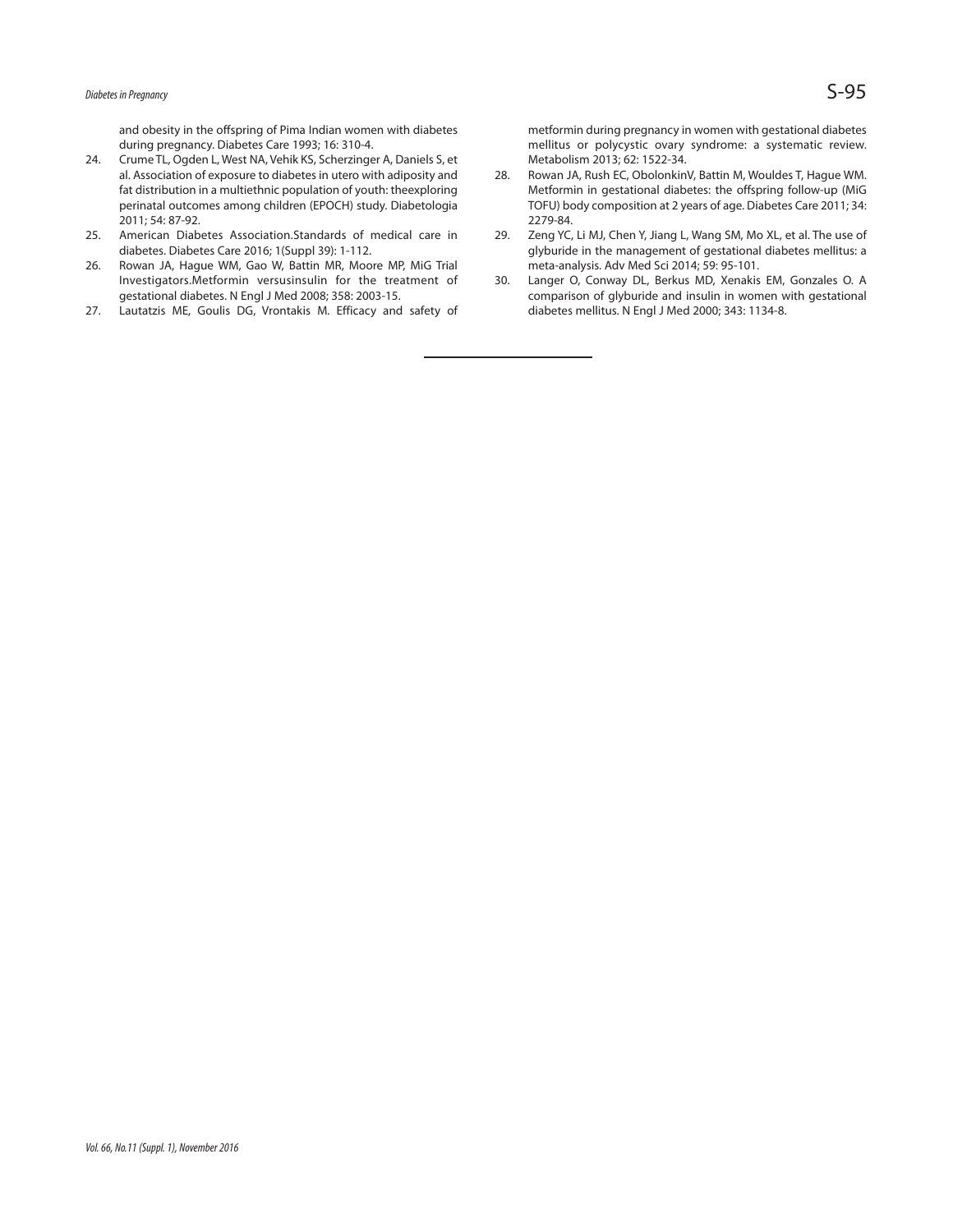and obesity in the offspring of Pima Indian women with diabetes during pregnancy. Diabetes Care 1993; 16: 310-4.

24. Crume TL, Ogden L, West NA, Vehik KS, Scherzinger A, Daniels S, et al. Association of exposure to diabetes in utero with adiposity and fat distribution in a multiethnic population of youth: theexploring perinatal outcomes among children (EPOCH) study. Diabetologia 2011; 54: 87-92.
25. American Diabetes Association.Standards of medical care in diabetes. Diabetes Care 2016; 1(Suppl 39): 1-112.
26. Rowan JA, Hague WM, Gao W, Battin MR, Moore MP, MiG Trial Investigators.Metformin versusinsulin for the treatment of gestational diabetes. N Engl J Med 2008; 358: 2003-15.
27. Lautatzis ME, Goulis DG, Vrontakis M. Efficacy and safety of metformin during pregnancy in women with gestational diabetes mellitus or polycystic ovary syndrome: a systematic review. Metabolism 2013; 62: 1522-34.
28. Rowan JA, Rush EC, ObolonkinV, Battin M, Wouldes T, Hague WM. Metformin in gestational diabetes: the offspring follow-up (MiG TOFU) body composition at 2 years of age. Diabetes Care 2011; 34: 2279-84.
29. Zeng YC, Li MJ, Chen Y, Jiang L, Wang SM, Mo XL, et al. The use of glyburide in the management of gestational diabetes mellitus: a meta-analysis. Adv Med Sci 2014; 59: 95-101.
30. Langer O, Conway DL, Berkus MD, Xenakis EM, Gonzales O. A comparison of glyburide and insulin in women with gestational diabetes mellitus. N Engl J Med 2000; 343: 1134-8.